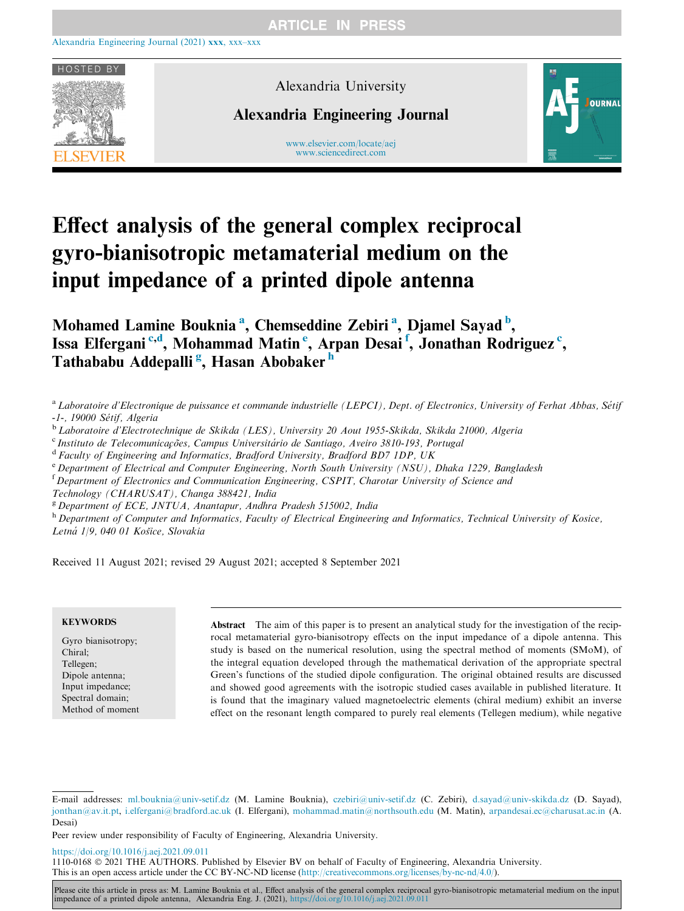# Effect analysis of the general complex reciprocal gyro-bianisotropic metamaterial medium on the input impedance of a printed dipole antenna

**Mohamed Lamine Bouknia [a], Chemseddine Zebiri [a], Djamel Sayad [b], Issa Elfergani [c,d], Mohammad Matin [e], Arpan Desai [f], Jonathan Rodriguez [c], Tathababu Addepalli [g], Hasan Abobaker [h]**

[a] *Laboratoire d'Electronique de puissance et commande industrielle (LEPCI), Dept. of Electronics, University of Ferhat Abbas, Sétif -1-, 19000 Sétif, Algeria*

[b] *Laboratoire d'Electrotechnique de Skikda (LES), University 20 Aout 1955-Skikda, Skikda 21000, Algeria*

[c] *Instituto de Telecomunicações, Campus Universitário de Santiago, Aveiro 3810-193, Portugal*

[d] *Faculty of Engineering and Informatics, Bradford University, Bradford BD7 1DP, UK*

[e] *Department of Electrical and Computer Engineering, North South University (NSU), Dhaka 1229, Bangladesh*

[f] *Department of Electronics and Communication Engineering, CSPIT, Charotar University of Science and Technology (CHARUSAT), Changa 388421, India*

[g] *Department of ECE, JNTUA, Anantapur, Andhra Pradesh 515002, India*

[h] *Department of Computer and Informatics, Faculty of Electrical Engineering and Informatics, Technical University of Kosice, Letná 1/9, 040 01 Košice, Slovakia*

Received 11 August 2021; revised 29 August 2021; accepted 8 September 2021

**KEYWORDS**

Gyro bianisotropy;
Chiral;
Tellegen;
Dipole antenna;
Input impedance;
Spectral domain;
Method of moment

**Abstract** The aim of this paper is to present an analytical study for the investigation of the reciprocal metamaterial gyro-bianisotropy effects on the input impedance of a dipole antenna. This study is based on the numerical resolution, using the spectral method of moments (SMoM), of the integral equation developed through the mathematical derivation of the appropriate spectral Green's functions of the studied dipole configuration. The original obtained results are discussed and showed good agreements with the isotropic studied cases available in published literature. It is found that the imaginary valued magnetoelectric elements (chiral medium) exhibit an inverse effect on the resonant length compared to purely real elements (Tellegen medium), while negative

E-mail addresses: ml.bouknia@univ-setif.dz (M. Lamine Bouknia), czebiri@univ-setif.dz (C. Zebiri), d.sayad@univ-skikda.dz (D. Sayad), jonthan@av.it.pt, i.elfergani@bradford.ac.uk (I. Elfergani), mohammad.matin@northsouth.edu (M. Matin), arpandesai.ec@charusat.ac.in (A. Desai)

Peer review under responsibility of Faculty of Engineering, Alexandria University.

https://doi.org/10.1016/j.aej.2021.09.011

1110-0168 © 2021 THE AUTHORS. Published by Elsevier BV on behalf of Faculty of Engineering, Alexandria University.
This is an open access article under the CC BY-NC-ND license (http://creativecommons.org/licenses/by-nc-nd/4.0/).

Please cite this article in press as: M. Lamine Bouknia et al., Effect analysis of the general complex reciprocal gyro-bianisotropic metamaterial medium on the input impedance of a printed dipole antenna, Alexandria Eng. J. (2021), https://doi.org/10.1016/j.aej.2021.09.011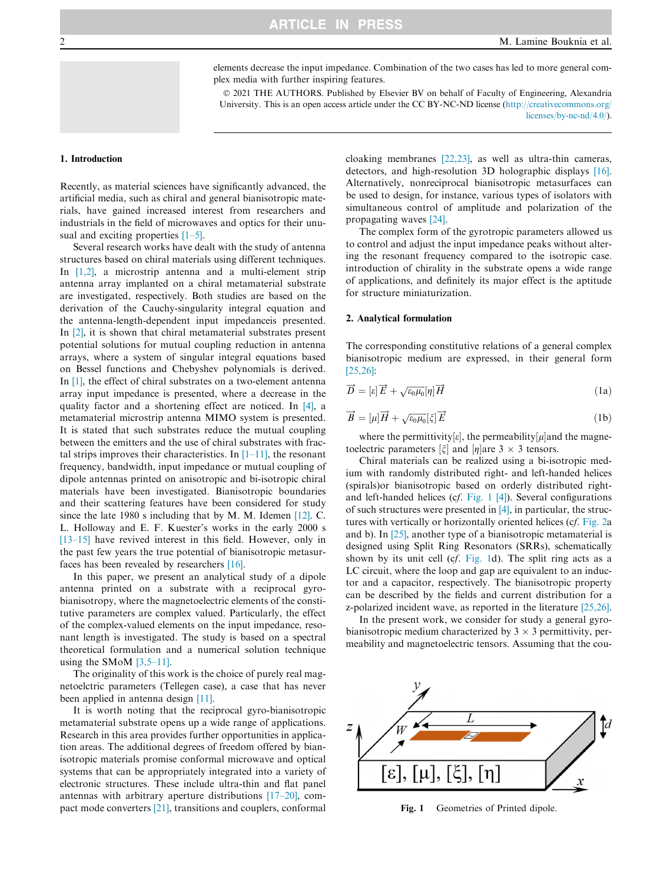elements decrease the input impedance. Combination of the two cases has led to more general complex media with further inspiring features.

© 2021 THE AUTHORS. Published by Elsevier BV on behalf of Faculty of Engineering, Alexandria University. This is an open access article under the CC BY-NC-ND license (http://creativecommons.org/licenses/by-nc-nd/4.0/).

## 1. Introduction

Recently, as material sciences have significantly advanced, the artificial media, such as chiral and general bianisotropic materials, have gained increased interest from researchers and industrials in the field of microwaves and optics for their unusual and exciting properties [1–5].

Several research works have dealt with the study of antenna structures based on chiral materials using different techniques. In [1,2], a microstrip antenna and a multi-element strip antenna array implanted on a chiral metamaterial substrate are investigated, respectively. Both studies are based on the derivation of the Cauchy-singularity integral equation and the antenna-length-dependent input impedanceis presented. In [2], it is shown that chiral metamaterial substrates present potential solutions for mutual coupling reduction in antenna arrays, where a system of singular integral equations based on Bessel functions and Chebyshev polynomials is derived. In [1], the effect of chiral substrates on a two-element antenna array input impedance is presented, where a decrease in the quality factor and a shortening effect are noticed. In [4], a metamaterial microstrip antenna MIMO system is presented. It is stated that such substrates reduce the mutual coupling between the emitters and the use of chiral substrates with fractal strips improves their characteristics. In [1–11], the resonant frequency, bandwidth, input impedance or mutual coupling of dipole antennas printed on anisotropic and bi-isotropic chiral materials have been investigated. Bianisotropic boundaries and their scattering features have been considered for study since the late 1980 s including that by M. M. Idemen [12]. C. L. Holloway and E. F. Kuester's works in the early 2000 s [13–15] have revived interest in this field. However, only in the past few years the true potential of bianisotropic metasurfaces has been revealed by researchers [16].

In this paper, we present an analytical study of a dipole antenna printed on a substrate with a reciprocal gyro-bianisotropy, where the magnetoelectric elements of the constitutive parameters are complex valued. Particularly, the effect of the complex-valued elements on the input impedance, resonant length is investigated. The study is based on a spectral theoretical formulation and a numerical solution technique using the SMoM [3,5–11].

The originality of this work is the choice of purely real magnetoelctric parameters (Tellegen case), a case that has never been applied in antenna design [11].

It is worth noting that the reciprocal gyro-bianisotropic metamaterial substrate opens up a wide range of applications. Research in this area provides further opportunities in application areas. The additional degrees of freedom offered by bianisotropic materials promise conformal microwave and optical systems that can be appropriately integrated into a variety of electronic structures. These include ultra-thin and flat panel antennas with arbitrary aperture distributions [17–20], compact mode converters [21], transitions and couplers, conformal cloaking membranes [22,23], as well as ultra-thin cameras, detectors, and high-resolution 3D holographic displays [16]. Alternatively, nonreciprocal bianisotropic metasurfaces can be used to design, for instance, various types of isolators with simultaneous control of amplitude and polarization of the propagating waves [24].

The complex form of the gyrotropic parameters allowed us to control and adjust the input impedance peaks without altering the resonant frequency compared to the isotropic case. introduction of chirality in the substrate opens a wide range of applications, and definitely its major effect is the aptitude for structure miniaturization.

## 2. Analytical formulation

The corresponding constitutive relations of a general complex bianisotropic medium are expressed, in their general form [25,26]:

$$\vec{D} = [\varepsilon]\vec{E} + \sqrt{\varepsilon_0\mu_0}[\eta]\vec{H} \tag{1a}$$

$$\vec{B} = [\mu]\vec{H} + \sqrt{\varepsilon_0\mu_0}[\xi]\vec{E} \tag{1b}$$

where the permittivity$[\varepsilon]$, the permeability$[\mu]$and the magnetoelectric parameters $[\xi]$ and $[\eta]$are 3 × 3 tensors.

Chiral materials can be realized using a bi-isotropic medium with randomly distributed right- and left-handed helices (spirals)or bianisotropic based on orderly distributed right- and left-handed helices (cf. Fig. 1 [4]). Several configurations of such structures were presented in [4], in particular, the structures with vertically or horizontally oriented helices (cf. Fig. 2a and b). In [25], another type of a bianisotropic metamaterial is designed using Split Ring Resonators (SRRs), schematically shown by its unit cell (cf. Fig. 1d). The split ring acts as a LC circuit, where the loop and gap are equivalent to an inductor and a capacitor, respectively. The bianisotropic property can be described by the fields and current distribution for a z-polarized incident wave, as reported in the literature [25,26].

In the present work, we consider for study a general gyro-bianisotropic medium characterized by 3 × 3 permittivity, permeability and magnetoelectric tensors. Assuming that the cou-

**Fig. 1** Geometries of Printed dipole.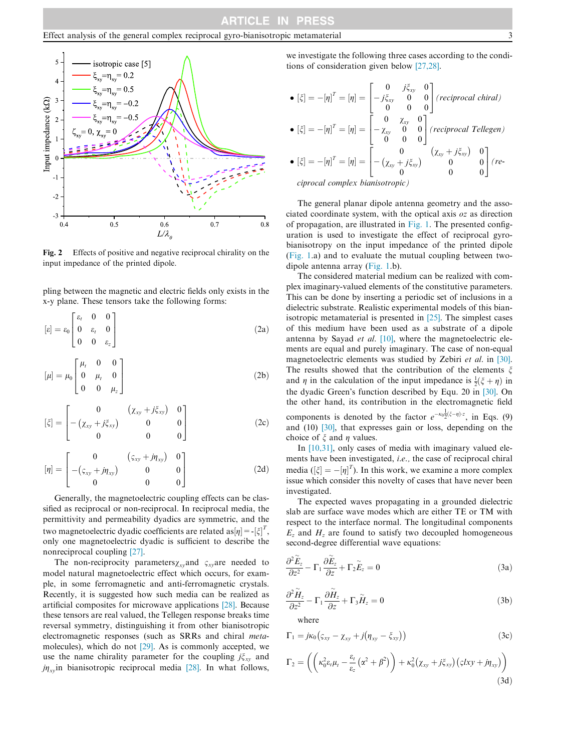**Fig. 2** Effects of positive and negative reciprocal chirality on the input impedance of the printed dipole.

pling between the magnetic and electric fields only exists in the x-y plane. These tensors take the following forms:

$$[\varepsilon] = \varepsilon_0 \begin{bmatrix} \varepsilon_t & 0 & 0 \\ 0 & \varepsilon_t & 0 \\ 0 & 0 & \varepsilon_z \end{bmatrix} \tag{2a}$$

$$[\mu] = \mu_0 \begin{bmatrix} \mu_t & 0 & 0 \\ 0 & \mu_t & 0 \\ 0 & 0 & \mu_z \end{bmatrix} \tag{2b}$$

$$[\xi] = \begin{bmatrix} 0 & (\chi_{xy} + j\xi_{xy}) & 0 \\ -(\chi_{xy} + j\xi_{xy}) & 0 & 0 \\ 0 & 0 & 0 \end{bmatrix} \tag{2c}$$

$$[\eta] = \begin{bmatrix} 0 & (\varsigma_{xy} + j\eta_{xy}) & 0 \\ -(\varsigma_{xy} + j\eta_{xy}) & 0 & 0 \\ 0 & 0 & 0 \end{bmatrix} \tag{2d}$$

Generally, the magnetoelectric coupling effects can be classified as reciprocal or non-reciprocal. In reciprocal media, the permittivity and permeability dyadics are symmetric, and the two magnetoelectric dyadic coefficients are related as$[\eta] = -[\xi]^T$, only one magnetoelectric dyadic is sufficient to describe the nonreciprocal coupling [27].

The non-reciprocity parameters$\chi_{xy}$and $\varsigma_{xy}$are needed to model natural magnetoelectric effect which occurs, for example, in some ferromagnetic and anti-ferromagnetic crystals. Recently, it is suggested how such media can be realized as artificial composites for microwave applications [28]. Because these tensors are real valued, the Tellegen response breaks time reversal symmetry, distinguishing it from other bianisotropic electromagnetic responses (such as SRRs and chiral *meta*-molecules), which do not [29]. As is commonly accepted, we use the name chirality parameter for the coupling $j\xi_{xy}$ and $j\eta_{xy}$in bianisotropic reciprocal media [28]. In what follows, we investigate the following three cases according to the conditions of consideration given below [27,28].

- $[\xi] = -[\eta]^T = [\eta] = \begin{bmatrix} 0 & j\xi_{xy} & 0 \\ -j\xi_{xy} & 0 & 0 \\ 0 & 0 & 0 \end{bmatrix}$ *(reciprocal chiral)*
- $[\xi] = -[\eta]^T = [\eta] = \begin{bmatrix} 0 & \chi_{xy} & 0 \\ -\chi_{xy} & 0 & 0 \\ 0 & 0 & 0 \end{bmatrix}$ *(reciprocal Tellegen)*
- $[\xi] = -[\eta]^T = [\eta] = \begin{bmatrix} 0 & (\chi_{xy} + j\xi_{xy}) & 0 \\ -(\chi_{xy} + j\xi_{xy}) & 0 & 0 \\ 0 & 0 & 0 \end{bmatrix}$ *(reciprocal complex bianisotropic)*

The general planar dipole antenna geometry and the associated coordinate system, with the optical axis *oz* as direction of propagation, are illustrated in Fig. 1. The presented configuration is used to investigate the effect of reciprocal gyro-bianisotropy on the input impedance of the printed dipole (Fig. 1.a) and to evaluate the mutual coupling between two-dipole antenna array (Fig. 1.b).

The considered material medium can be realized with complex imaginary-valued elements of the constitutive parameters. This can be done by inserting a periodic set of inclusions in a dielectric substrate. Realistic experimental models of this bianisotropic metamaterial is presented in [25]. The simplest cases of this medium have been used as a substrate of a dipole antenna by Sayad *et al.* [10], where the magnetoelectric elements are equal and purely imaginary. The case of non-equal magnetoelectric elements was studied by Zebiri *et al.* in [30]. The results showed that the contribution of the elements $\xi$ and $\eta$ in the calculation of the input impedance is $\frac{1}{2}(\xi + \eta)$ in the dyadic Green's function described by Equ. 20 in [30]. On the other hand, its contribution in the electromagnetic field components is denoted by the factor $e^{-\kappa_0 \frac{1}{2}(\xi - \eta) \cdot z}$, in Eqs. (9) and (10) [30], that expresses gain or loss, depending on the choice of $\xi$ and $\eta$ values.

In [10,31], only cases of media with imaginary valued elements have been investigated, *i.e.,* the case of reciprocal chiral media ($[\xi] = -[\eta]^T$). In this work, we examine a more complex issue which consider this novelty of cases that have never been investigated.

The expected waves propagating in a grounded dielectric slab are surface wave modes which are either TE or TM with respect to the interface normal. The longitudinal components $E_z$ and $H_z$ are found to satisfy two decoupled homogeneous second-degree differential wave equations:

$$\frac{\partial^2 \tilde{E}_z}{\partial z^2} - \Gamma_1 \frac{\partial \tilde{E}_z}{\partial z} + \Gamma_2 \tilde{E}_z = 0 \tag{3a}$$

$$\frac{\partial^2 \tilde{H}_z}{\partial z^2} - \Gamma_1 \frac{\partial \tilde{H}_z}{\partial z} + \Gamma_3 \tilde{H}_z = 0 \tag{3b}$$

where

$$\Gamma_1 = j\kappa_0 \left(\varsigma_{xy} - \chi_{xy} + j(\eta_{xy} - \xi_{xy})\right) \tag{3c}$$

$$\Gamma_2 = \left(\left(\kappa_0^2 \varepsilon_t \mu_t - \frac{\varepsilon_t}{\varepsilon_z}(\alpha^2 + \beta^2)\right) + \kappa_0^2 (\chi_{xy} + j\xi_{xy})(\varsigma lxy + j\eta_{xy})\right) \tag{3d}$$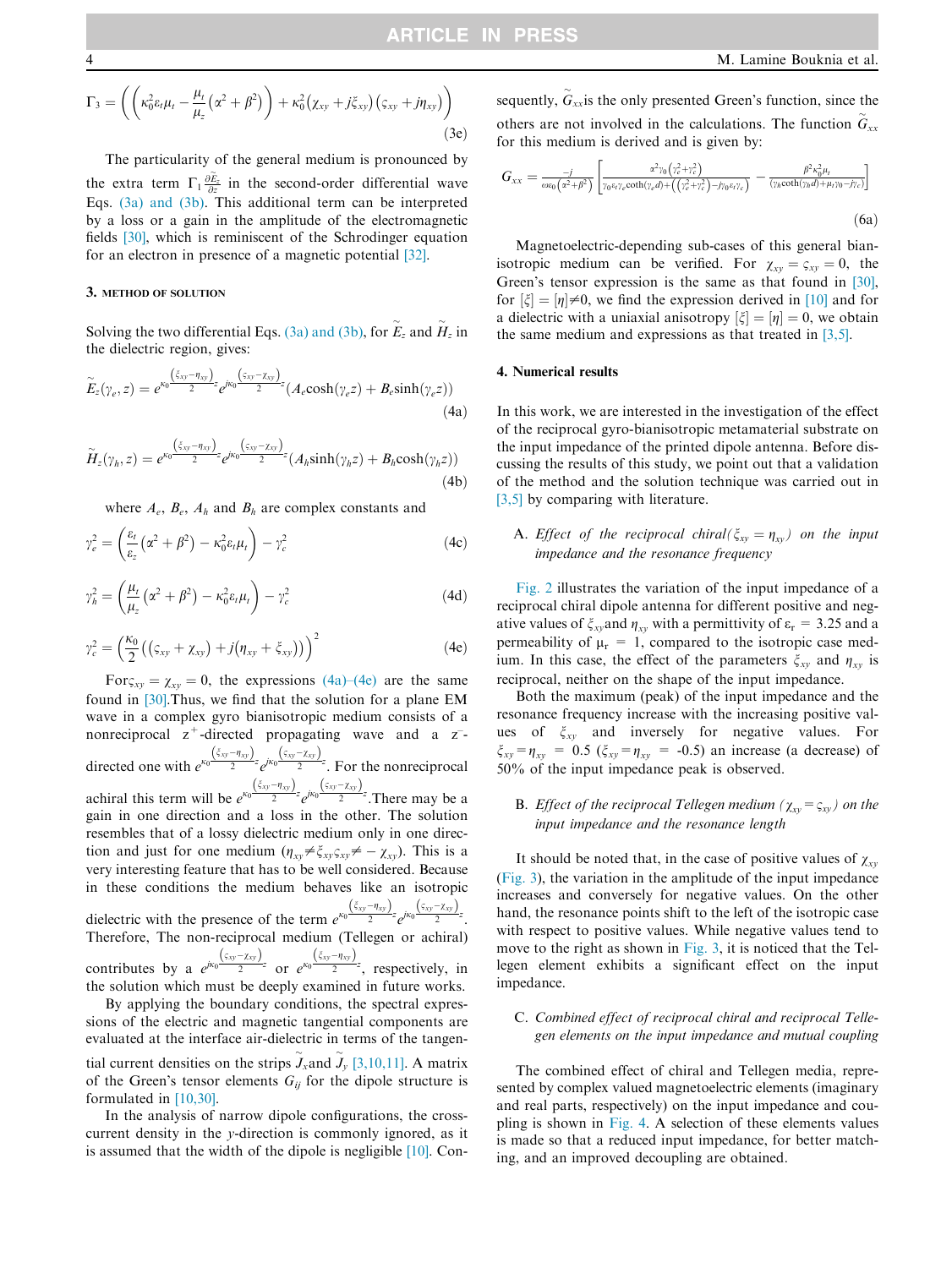$$\Gamma_3 = \left( \left( \kappa_0^2 \varepsilon_t \mu_t - \frac{\mu_t}{\mu_z} \left( \alpha^2 + \beta^2 \right) \right) + \kappa_0^2 \left( \chi_{xy} + j\xi_{xy} \right) \left( \varsigma_{xy} + j\eta_{xy} \right) \right) \tag{3e}$$

The particularity of the general medium is pronounced by the extra term $\Gamma_1 \frac{\partial \tilde{E}_z}{\partial z}$ in the second-order differential wave Eqs. (3a) and (3b). This additional term can be interpreted by a loss or a gain in the amplitude of the electromagnetic fields [30], which is reminiscent of the Schrodinger equation for an electron in presence of a magnetic potential [32].

## 3. Method of solution

Solving the two differential Eqs. (3a) and (3b), for $\tilde{E}_z$ and $\tilde{H}_z$ in the dielectric region, gives:

$$\tilde{E}_z(\gamma_e, z) = e^{\kappa_0 \frac{(\xi_{xy} - \eta_{xy})}{2} z} e^{j\kappa_0 \frac{(\varsigma_{xy} - \chi_{xy})}{2} z} (A_e \cosh(\gamma_e z) + B_e \sinh(\gamma_e z)) \tag{4a}$$

$$\tilde{H}_z(\gamma_h, z) = e^{\kappa_0 \frac{(\xi_{xy} - \eta_{xy})}{2} z} e^{j\kappa_0 \frac{(\varsigma_{xy} - \chi_{xy})}{2} z} (A_h \sinh(\gamma_h z) + B_h \cosh(\gamma_h z)) \tag{4b}$$

where $A_e$, $B_e$, $A_h$ and $B_h$ are complex constants and

$$\gamma_e^2 = \left( \frac{\varepsilon_t}{\varepsilon_z} \left( \alpha^2 + \beta^2 \right) - \kappa_0^2 \varepsilon_t \mu_t \right) - \gamma_c^2 \tag{4c}$$

$$\gamma_h^2 = \left( \frac{\mu_t}{\mu_z} \left( \alpha^2 + \beta^2 \right) - \kappa_0^2 \varepsilon_t \mu_t \right) - \gamma_c^2 \tag{4d}$$

$$\gamma_c^2 = \left( \frac{\kappa_0}{2} \left( \left( \varsigma_{xy} + \chi_{xy} \right) + j \left( \eta_{xy} + \xi_{xy} \right) \right) \right)^2 \tag{4e}$$

For $\varsigma_{xy} = \chi_{xy} = 0$, the expressions (4a)–(4e) are the same found in [30]. Thus, we find that the solution for a plane EM wave in a complex gyro bianisotropic medium consists of a nonreciprocal $z^+$-directed propagating wave and a $z^-$-directed one with $e^{\kappa_0 \frac{(\xi_{xy} - \eta_{xy})}{2} z} e^{j\kappa_0 \frac{(\varsigma_{xy} - \chi_{xy})}{2} z}$. For the nonreciprocal achiral this term will be $e^{\kappa_0 \frac{(\xi_{xy} - \eta_{xy})}{2} z} e^{j\kappa_0 \frac{(\varsigma_{xy} - \chi_{xy})}{2} z}$. There may be a gain in one direction and a loss in the other. The solution resembles that of a lossy dielectric medium only in one direction and just for one medium ($\eta_{xy} \neq \xi_{xy} \varsigma_{xy} \neq -\chi_{xy}$). This is a very interesting feature that has to be well considered. Because in these conditions the medium behaves like an isotropic dielectric with the presence of the term $e^{\kappa_0 \frac{(\xi_{xy} - \eta_{xy})}{2} z} e^{j\kappa_0 \frac{(\varsigma_{xy} - \chi_{xy})}{2} z}$. Therefore, The non-reciprocal medium (Tellegen or achiral) contributes by a $e^{j\kappa_0 \frac{(\varsigma_{xy} - \chi_{xy})}{2} z}$ or $e^{\kappa_0 \frac{(\xi_{xy} - \eta_{xy})}{2} z}$, respectively, in the solution which must be deeply examined in future works.

By applying the boundary conditions, the spectral expressions of the electric and magnetic tangential components are evaluated at the interface air-dielectric in terms of the tangential current densities on the strips $\tilde{J}_x$ and $\tilde{J}_y$ [3,10,11]. A matrix of the Green's tensor elements $G_{ij}$ for the dipole structure is formulated in [10,30].

In the analysis of narrow dipole configurations, the cross-current density in the $y$-direction is commonly ignored, as it is assumed that the width of the dipole is negligible [10]. Consequently, $\tilde{G}_{xx}$ is the only presented Green's function, since the others are not involved in the calculations. The function $\tilde{G}_{xx}$ for this medium is derived and is given by:

$$G_{xx} = \frac{-j}{\omega \varepsilon_0 \left( \alpha^2 + \beta^2 \right)} \left[ \frac{\alpha^2 \gamma_0 \left( \gamma_e^2 + \gamma_c^2 \right)}{\gamma_0 \varepsilon_t \gamma_e \coth(\gamma_e d) + \left( \left( \gamma_e^2 + \gamma_c^2 \right) - j\gamma_0 \varepsilon_t \gamma_c \right)} - \frac{\beta^2 \kappa_0^2 \mu_t}{\left( \gamma_h \coth(\gamma_h d) + \mu_t \gamma_0 - j\gamma_c \right)} \right] \tag{6a}$$

Magnetoelectric-depending sub-cases of this general bianisotropic medium can be verified. For $\chi_{xy} = \varsigma_{xy} = 0$, the Green's tensor expression is the same as that found in [30], for $[\xi] = [\eta] \neq 0$, we find the expression derived in [10] and for a dielectric with a uniaxial anisotropy $[\xi] = [\eta] = 0$, we obtain the same medium and expressions as that treated in [3,5].

## 4. Numerical results

In this work, we are interested in the investigation of the effect of the reciprocal gyro-bianisotropic metamaterial substrate on the input impedance of the printed dipole antenna. Before discussing the results of this study, we point out that a validation of the method and the solution technique was carried out in [3,5] by comparing with literature.

### A. *Effect of the reciprocal chiral ($\xi_{xy} = \eta_{xy}$) on the input impedance and the resonance frequency*

Fig. 2 illustrates the variation of the input impedance of a reciprocal chiral dipole antenna for different positive and negative values of $\xi_{xy}$ and $\eta_{xy}$ with a permittivity of $\varepsilon_r = 3.25$ and a permeability of $\mu_r = 1$, compared to the isotropic case medium. In this case, the effect of the parameters $\xi_{xy}$ and $\eta_{xy}$ is reciprocal, neither on the shape of the input impedance.

Both the maximum (peak) of the input impedance and the resonance frequency increase with the increasing positive values of $\xi_{xy}$ and inversely for negative values. For $\xi_{xy} = \eta_{xy} = 0.5$ ($\xi_{xy} = \eta_{xy} = -0.5$) an increase (a decrease) of 50% of the input impedance peak is observed.

### B. *Effect of the reciprocal Tellegen medium ($\chi_{xy} = \varsigma_{xy}$) on the input impedance and the resonance length*

It should be noted that, in the case of positive values of $\chi_{xy}$ (Fig. 3), the variation in the amplitude of the input impedance increases and conversely for negative values. On the other hand, the resonance points shift to the left of the isotropic case with respect to positive values. While negative values tend to move to the right as shown in Fig. 3, it is noticed that the Tellegen element exhibits a significant effect on the input impedance.

### C. *Combined effect of reciprocal chiral and reciprocal Tellegen elements on the input impedance and mutual coupling*

The combined effect of chiral and Tellegen media, represented by complex valued magnetoelectric elements (imaginary and real parts, respectively) on the input impedance and coupling is shown in Fig. 4. A selection of these elements values is made so that a reduced input impedance, for better matching, and an improved decoupling are obtained.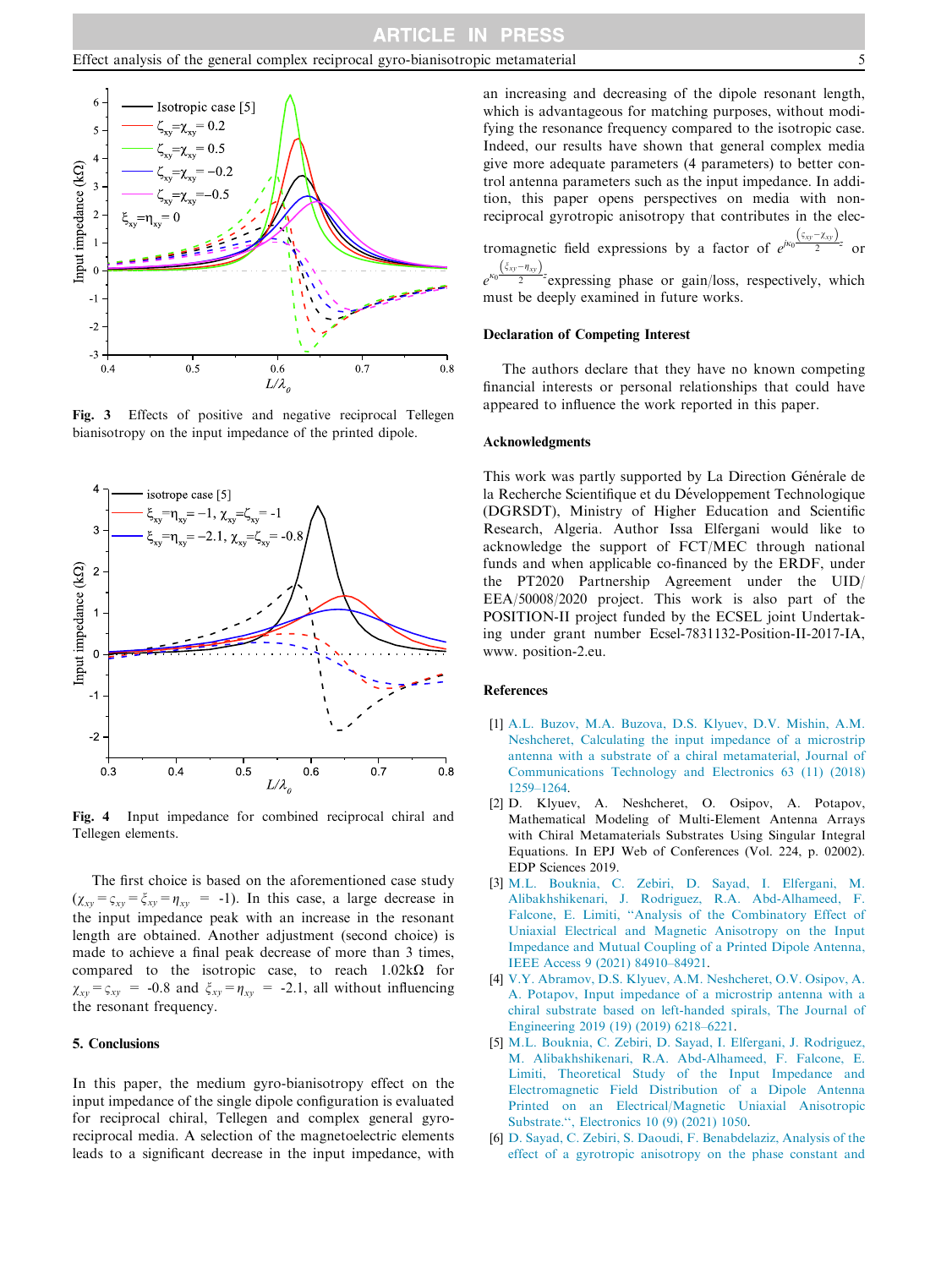Fig. 3 Effects of positive and negative reciprocal Tellegen bianisotropy on the input impedance of the printed dipole.

Fig. 4 Input impedance for combined reciprocal chiral and Tellegen elements.

The first choice is based on the aforementioned case study ($\chi_{xy} = \varsigma_{xy} = \xi_{xy} = \eta_{xy}$ = -1). In this case, a large decrease in the input impedance peak with an increase in the resonant length are obtained. Another adjustment (second choice) is made to achieve a final peak decrease of more than 3 times, compared to the isotropic case, to reach 1.02kΩ for $\chi_{xy} = \varsigma_{xy}$ = -0.8 and $\xi_{xy} = \eta_{xy}$ = -2.1, all without influencing the resonant frequency.

## 5. Conclusions

In this paper, the medium gyro-bianisotropy effect on the input impedance of the single dipole configuration is evaluated for reciprocal chiral, Tellegen and complex general gyro-reciprocal media. A selection of the magnetoelectric elements leads to a significant decrease in the input impedance, with an increasing and decreasing of the dipole resonant length, which is advantageous for matching purposes, without modifying the resonance frequency compared to the isotropic case. Indeed, our results have shown that general complex media give more adequate parameters (4 parameters) to better control antenna parameters such as the input impedance. In addition, this paper opens perspectives on media with non-reciprocal gyrotropic anisotropy that contributes in the electromagnetic field expressions by a factor of $e^{jk_0 \frac{(\xi_{xy} - \chi_{xy})}{2} z}$ or $e^{\kappa_0 \frac{(\xi_{xy} - \eta_{xy})}{2} z}$ expressing phase or gain/loss, respectively, which must be deeply examined in future works.

### Declaration of Competing Interest

The authors declare that they have no known competing financial interests or personal relationships that could have appeared to influence the work reported in this paper.

### Acknowledgments

This work was partly supported by La Direction Générale de la Recherche Scientifique et du Développement Technologique (DGRSDT), Ministry of Higher Education and Scientific Research, Algeria. Author Issa Elfergani would like to acknowledge the support of FCT/MEC through national funds and when applicable co-financed by the ERDF, under the PT2020 Partnership Agreement under the UID/EEA/50008/2020 project. This work is also part of the POSITION-II project funded by the ECSEL joint Undertaking under grant number Ecsel-7831132-Position-II-2017-IA, www. position-2.eu.

### References

[1] A.L. Buzov, M.A. Buzova, D.S. Klyuev, D.V. Mishin, A.M. Neshcheret, Calculating the input impedance of a microstrip antenna with a substrate of a chiral metamaterial, Journal of Communications Technology and Electronics 63 (11) (2018) 1259–1264.

[2] D. Klyuev, A. Neshcheret, O. Osipov, A. Potapov, Mathematical Modeling of Multi-Element Antenna Arrays with Chiral Metamaterials Substrates Using Singular Integral Equations. In EPJ Web of Conferences (Vol. 224, p. 02002). EDP Sciences 2019.

[3] M.L. Bouknia, C. Zebiri, D. Sayad, I. Elfergani, M. Alibakhshikenari, J. Rodriguez, R.A. Abd-Alhameed, F. Falcone, E. Limiti, "Analysis of the Combinatory Effect of Uniaxial Electrical and Magnetic Anisotropy on the Input Impedance and Mutual Coupling of a Printed Dipole Antenna, IEEE Access 9 (2021) 84910–84921.

[4] V.Y. Abramov, D.S. Klyuev, A.M. Neshcheret, O.V. Osipov, A. A. Potapov, Input impedance of a microstrip antenna with a chiral substrate based on left-handed spirals, The Journal of Engineering 2019 (19) (2019) 6218–6221.

[5] M.L. Bouknia, C. Zebiri, D. Sayad, I. Elfergani, J. Rodriguez, M. Alibakhshikenari, R.A. Abd-Alhameed, F. Falcone, E. Limiti, Theoretical Study of the Input Impedance and Electromagnetic Field Distribution of a Dipole Antenna Printed on an Electrical/Magnetic Uniaxial Anisotropic Substrate.", Electronics 10 (9) (2021) 1050.

[6] D. Sayad, C. Zebiri, S. Daoudi, F. Benabdelaziz, Analysis of the effect of a gyrotropic anisotropy on the phase constant and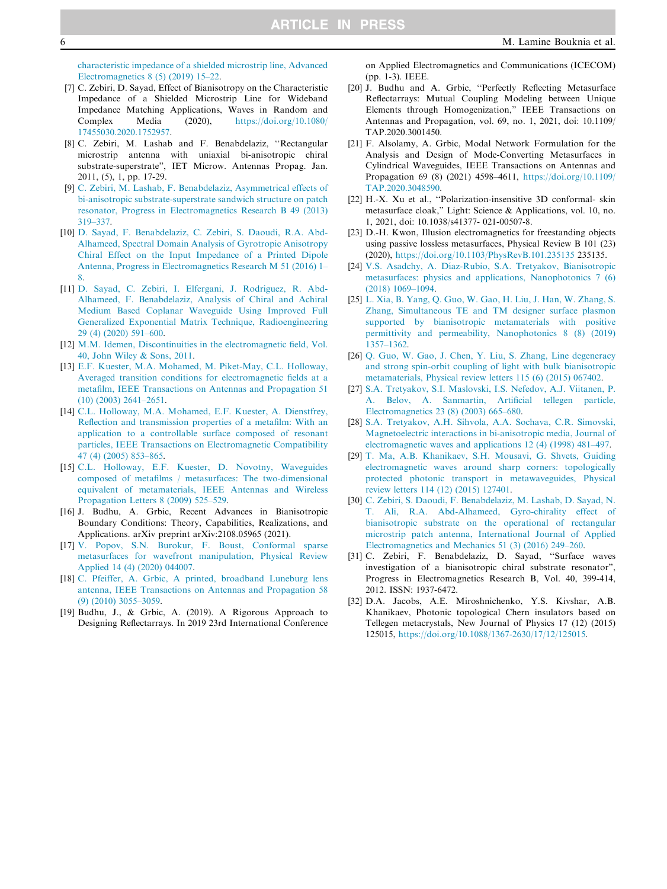characteristic impedance of a shielded microstrip line, Advanced Electromagnetics 8 (5) (2019) 15–22.

[7] C. Zebiri, D. Sayad, Effect of Bianisotropy on the Characteristic Impedance of a Shielded Microstrip Line for Wideband Impedance Matching Applications, Waves in Random and Complex Media (2020), https://doi.org/10.1080/17455030.2020.1752957.

[8] C. Zebiri, M. Lashab and F. Benabdelaziz, ''Rectangular microstrip antenna with uniaxial bi-anisotropic chiral substrate-superstrate'', IET Microw. Antennas Propag. Jan. 2011, (5), 1, pp. 17-29.

[9] C. Zebiri, M. Lashab, F. Benabdelaziz, Asymmetrical effects of bi-anisotropic substrate-superstrate sandwich structure on patch resonator, Progress in Electromagnetics Research B 49 (2013) 319–337.

[10] D. Sayad, F. Benabdelaziz, C. Zebiri, S. Daoudi, R.A. Abd-Alhameed, Spectral Domain Analysis of Gyrotropic Anisotropy Chiral Effect on the Input Impedance of a Printed Dipole Antenna, Progress in Electromagnetics Research M 51 (2016) 1–8.

[11] D. Sayad, C. Zebiri, I. Elfergani, J. Rodriguez, R. Abd-Alhameed, F. Benabdelaziz, Analysis of Chiral and Achiral Medium Based Coplanar Waveguide Using Improved Full Generalized Exponential Matrix Technique, Radioengineering 29 (4) (2020) 591–600.

[12] M.M. Idemen, Discontinuities in the electromagnetic field, Vol. 40, John Wiley & Sons, 2011.

[13] E.F. Kuester, M.A. Mohamed, M. Piket-May, C.L. Holloway, Averaged transition conditions for electromagnetic fields at a metafilm, IEEE Transactions on Antennas and Propagation 51 (10) (2003) 2641–2651.

[14] C.L. Holloway, M.A. Mohamed, E.F. Kuester, A. Dienstfrey, Reflection and transmission properties of a metafilm: With an application to a controllable surface composed of resonant particles, IEEE Transactions on Electromagnetic Compatibility 47 (4) (2005) 853–865.

[15] C.L. Holloway, E.F. Kuester, D. Novotny, Waveguides composed of metafilms / metasurfaces: The two-dimensional equivalent of metamaterials, IEEE Antennas and Wireless Propagation Letters 8 (2009) 525–529.

[16] J. Budhu, A. Grbic, Recent Advances in Bianisotropic Boundary Conditions: Theory, Capabilities, Realizations, and Applications. arXiv preprint arXiv:2108.05965 (2021).

[17] V. Popov, S.N. Burokur, F. Boust, Conformal sparse metasurfaces for wavefront manipulation, Physical Review Applied 14 (4) (2020) 044007.

[18] C. Pfeiffer, A. Grbic, A printed, broadband Luneburg lens antenna, IEEE Transactions on Antennas and Propagation 58 (9) (2010) 3055–3059.

[19] Budhu, J., & Grbic, A. (2019). A Rigorous Approach to Designing Reflectarrays. In 2019 23rd International Conference on Applied Electromagnetics and Communications (ICECOM) (pp. 1-3). IEEE.

[20] J. Budhu and A. Grbic, ''Perfectly Reflecting Metasurface Reflectarrays: Mutual Coupling Modeling between Unique Elements through Homogenization,'' IEEE Transactions on Antennas and Propagation, vol. 69, no. 1, 2021, doi: 10.1109/TAP.2020.3001450.

[21] F. Alsolamy, A. Grbic, Modal Network Formulation for the Analysis and Design of Mode-Converting Metasurfaces in Cylindrical Waveguides, IEEE Transactions on Antennas and Propagation 69 (8) (2021) 4598–4611, https://doi.org/10.1109/TAP.2020.3048590.

[22] H.-X. Xu et al., ''Polarization-insensitive 3D conformal- skin metasurface cloak,'' Light: Science & Applications, vol. 10, no. 1, 2021, doi: 10.1038/s41377- 021-00507-8.

[23] D.-H. Kwon, Illusion electromagnetics for freestanding objects using passive lossless metasurfaces, Physical Review B 101 (23) (2020), https://doi.org/10.1103/PhysRevB.101.235135 235135.

[24] V.S. Asadchy, A. Díaz-Rubio, S.A. Tretyakov, Bianisotropic metasurfaces: physics and applications, Nanophotonics 7 (6) (2018) 1069–1094.

[25] L. Xia, B. Yang, Q. Guo, W. Gao, H. Liu, J. Han, W. Zhang, S. Zhang, Simultaneous TE and TM designer surface plasmon supported by bianisotropic metamaterials with positive permittivity and permeability, Nanophotonics 8 (8) (2019) 1357–1362.

[26] Q. Guo, W. Gao, J. Chen, Y. Liu, S. Zhang, Line degeneracy and strong spin-orbit coupling of light with bulk bianisotropic metamaterials, Physical review letters 115 (6) (2015) 067402.

[27] S.A. Tretyakov, S.I. Maslovski, I.S. Nefedov, A.J. Viitanen, P. A. Belov, A. Sanmartin, Artificial tellegen particle, Electromagnetics 23 (8) (2003) 665–680.

[28] S.A. Tretyakov, A.H. Sihvola, A.A. Sochava, C.R. Simovski, Magnetoelectric interactions in bi-anisotropic media, Journal of electromagnetic waves and applications 12 (4) (1998) 481–497.

[29] T. Ma, A.B. Khanikaev, S.H. Mousavi, G. Shvets, Guiding electromagnetic waves around sharp corners: topologically protected photonic transport in metawaveguides, Physical review letters 114 (12) (2015) 127401.

[30] C. Zebiri, S. Daoudi, F. Benabdelaziz, M. Lashab, D. Sayad, N. T. Ali, R.A. Abd-Alhameed, Gyro-chirality effect of bianisotropic substrate on the operational of rectangular microstrip patch antenna, International Journal of Applied Electromagnetics and Mechanics 51 (3) (2016) 249–260.

[31] C. Zebiri, F. Benabdelaziz, D. Sayad, ''Surface waves investigation of a bianisotropic chiral substrate resonator'', Progress in Electromagnetics Research B, Vol. 40, 399-414, 2012. ISSN: 1937-6472.

[32] D.A. Jacobs, A.E. Miroshnichenko, Y.S. Kivshar, A.B. Khanikaev, Photonic topological Chern insulators based on Tellegen metacrystals, New Journal of Physics 17 (12) (2015) 125015, https://doi.org/10.1088/1367-2630/17/12/125015.